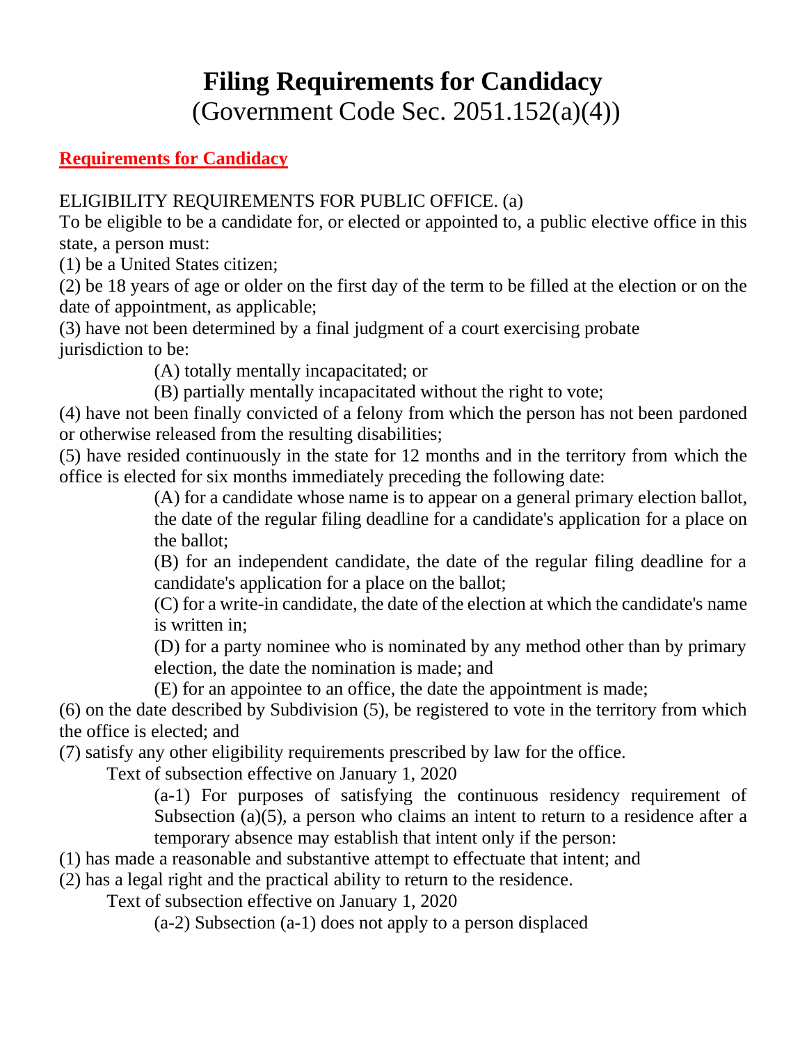# Filing Requirements for Candidacy

(Government Code Sec. 2051.152(a)(4))

**Requirements for Candidacy**

ELIGIBILITY REQUIREMENTS FOR PUBLIC OFFICE. (a)
To be eligible to be a candidate for, or elected or appointed to, a public elective office in this state, a person must:

(1) be a United States citizen;

(2) be 18 years of age or older on the first day of the term to be filled at the election or on the date of appointment, as applicable;

(3) have not been determined by a final judgment of a court exercising probate jurisdiction to be:

> (A) totally mentally incapacitated; or
>
> (B) partially mentally incapacitated without the right to vote;

(4) have not been finally convicted of a felony from which the person has not been pardoned or otherwise released from the resulting disabilities;

(5) have resided continuously in the state for 12 months and in the territory from which the office is elected for six months immediately preceding the following date:

> (A) for a candidate whose name is to appear on a general primary election ballot, the date of the regular filing deadline for a candidate's application for a place on the ballot;
>
> (B) for an independent candidate, the date of the regular filing deadline for a candidate's application for a place on the ballot;
>
> (C) for a write-in candidate, the date of the election at which the candidate's name is written in;
>
> (D) for a party nominee who is nominated by any method other than by primary election, the date the nomination is made; and
>
> (E) for an appointee to an office, the date the appointment is made;

(6) on the date described by Subdivision (5), be registered to vote in the territory from which the office is elected; and

(7) satisfy any other eligibility requirements prescribed by law for the office.

Text of subsection effective on January 1, 2020

> (a-1) For purposes of satisfying the continuous residency requirement of Subsection (a)(5), a person who claims an intent to return to a residence after a temporary absence may establish that intent only if the person:

(1) has made a reasonable and substantive attempt to effectuate that intent; and

(2) has a legal right and the practical ability to return to the residence.

Text of subsection effective on January 1, 2020

> (a-2) Subsection (a-1) does not apply to a person displaced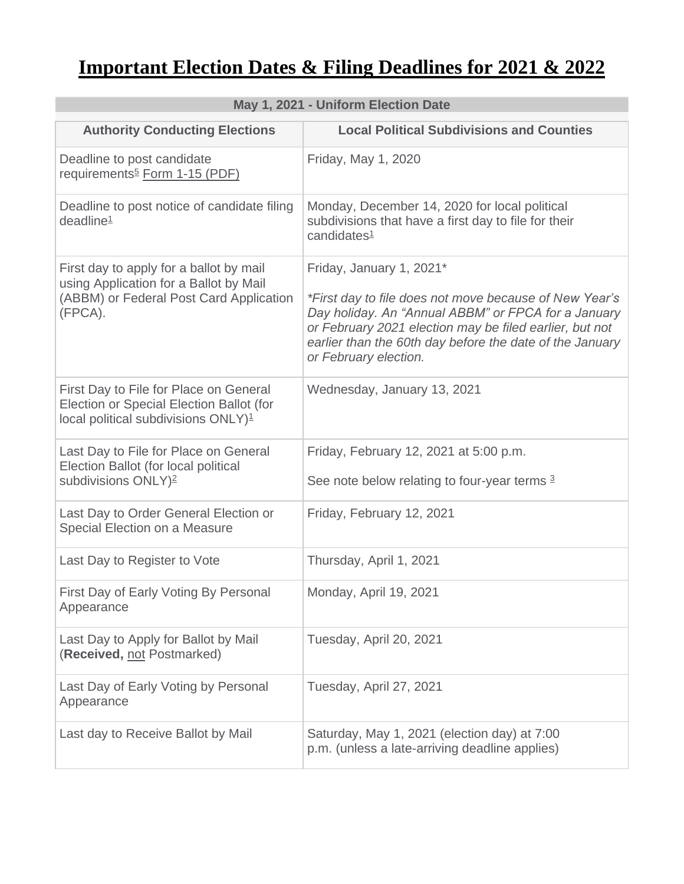# Important Election Dates & Filing Deadlines for 2021 & 2022

| May 1, 2021 - Uniform Election Date | |
|---|---|
| **Authority Conducting Elections** | **Local Political Subdivisions and Counties** |
| Deadline to post candidate requirements[5] Form 1-15 (PDF) | Friday, May 1, 2020 |
| Deadline to post notice of candidate filing deadline[1] | Monday, December 14, 2020 for local political subdivisions that have a first day to file for their candidates[1] |
| First day to apply for a ballot by mail using Application for a Ballot by Mail (ABBM) or Federal Post Card Application (FPCA). | Friday, January 1, 2021*<br><br>*\*First day to file does not move because of New Year's Day holiday. An "Annual ABBM" or FPCA for a January or February 2021 election may be filed earlier, but not earlier than the 60th day before the date of the January or February election.* |
| First Day to File for Place on General Election or Special Election Ballot (for local political subdivisions ONLY)[1] | Wednesday, January 13, 2021 |
| Last Day to File for Place on General Election Ballot (for local political subdivisions ONLY)[2] | Friday, February 12, 2021 at 5:00 p.m.<br><br>See note below relating to four-year terms [3] |
| Last Day to Order General Election or Special Election on a Measure | Friday, February 12, 2021 |
| Last Day to Register to Vote | Thursday, April 1, 2021 |
| First Day of Early Voting By Personal Appearance | Monday, April 19, 2021 |
| Last Day to Apply for Ballot by Mail (**Received,** not Postmarked) | Tuesday, April 20, 2021 |
| Last Day of Early Voting by Personal Appearance | Tuesday, April 27, 2021 |
| Last day to Receive Ballot by Mail | Saturday, May 1, 2021 (election day) at 7:00 p.m. (unless a late-arriving deadline applies) |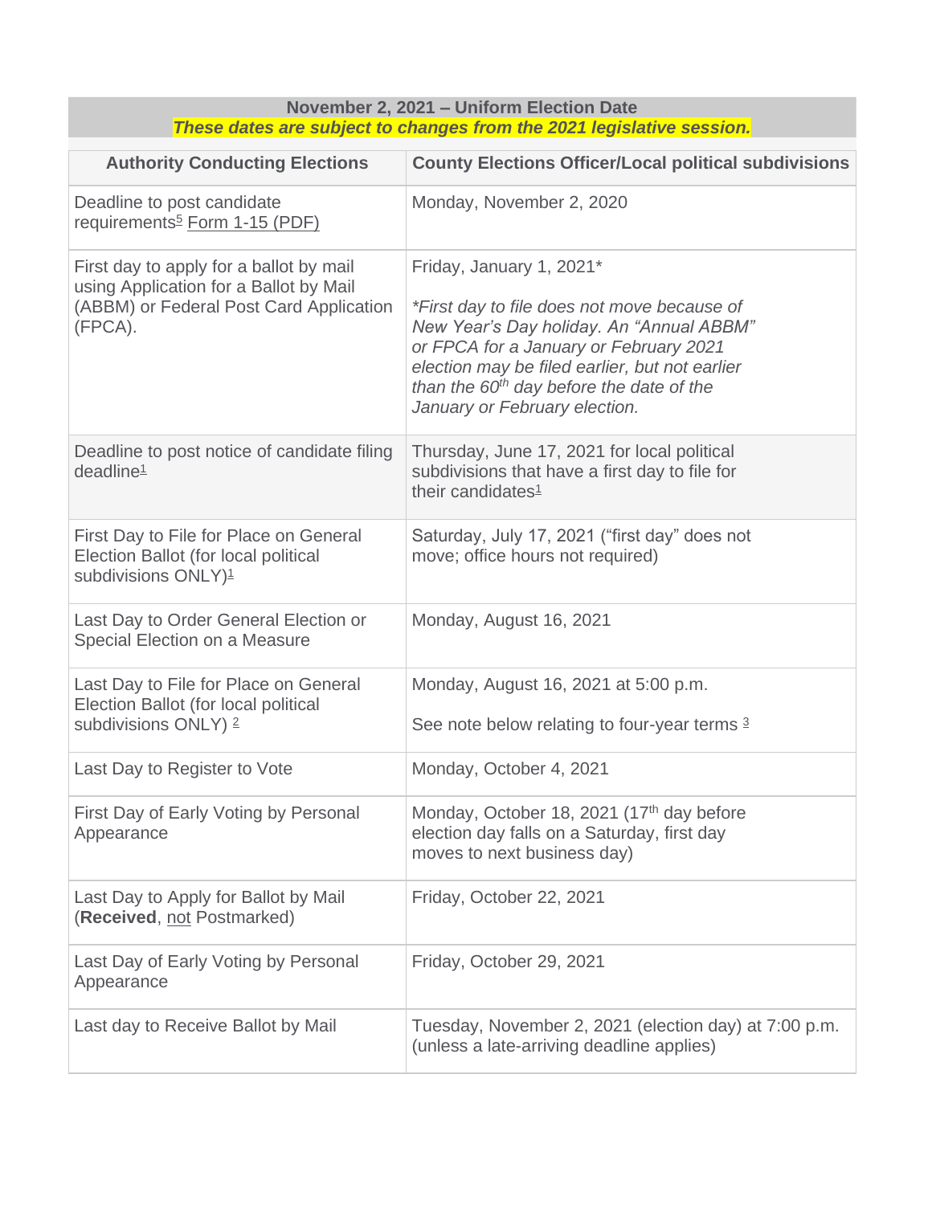**November 2, 2021 – Uniform Election Date**
***These dates are subject to changes from the 2021 legislative session.***

| Authority Conducting Elections | County Elections Officer/Local political subdivisions |
|---|---|
| Deadline to post candidate requirements[5] Form 1-15 (PDF) | Monday, November 2, 2020 |
| First day to apply for a ballot by mail using Application for a Ballot by Mail (ABBM) or Federal Post Card Application (FPCA). | Friday, January 1, 2021*<br><br>**First day to file does not move because of New Year's Day holiday. An "Annual ABBM" or FPCA for a January or February 2021 election may be filed earlier, but not earlier than the 60th day before the date of the January or February election.* |
| Deadline to post notice of candidate filing deadline[1] | Thursday, June 17, 2021 for local political subdivisions that have a first day to file for their candidates[1] |
| First Day to File for Place on General Election Ballot (for local political subdivisions ONLY)[1] | Saturday, July 17, 2021 ("first day" does not move; office hours not required) |
| Last Day to Order General Election or Special Election on a Measure | Monday, August 16, 2021 |
| Last Day to File for Place on General Election Ballot (for local political subdivisions ONLY) [2] | Monday, August 16, 2021 at 5:00 p.m.<br><br>See note below relating to four-year terms [3] |
| Last Day to Register to Vote | Monday, October 4, 2021 |
| First Day of Early Voting by Personal Appearance | Monday, October 18, 2021 (17th day before election day falls on a Saturday, first day moves to next business day) |
| Last Day to Apply for Ballot by Mail (**Received**, not Postmarked) | Friday, October 22, 2021 |
| Last Day of Early Voting by Personal Appearance | Friday, October 29, 2021 |
| Last day to Receive Ballot by Mail | Tuesday, November 2, 2021 (election day) at 7:00 p.m. (unless a late-arriving deadline applies) |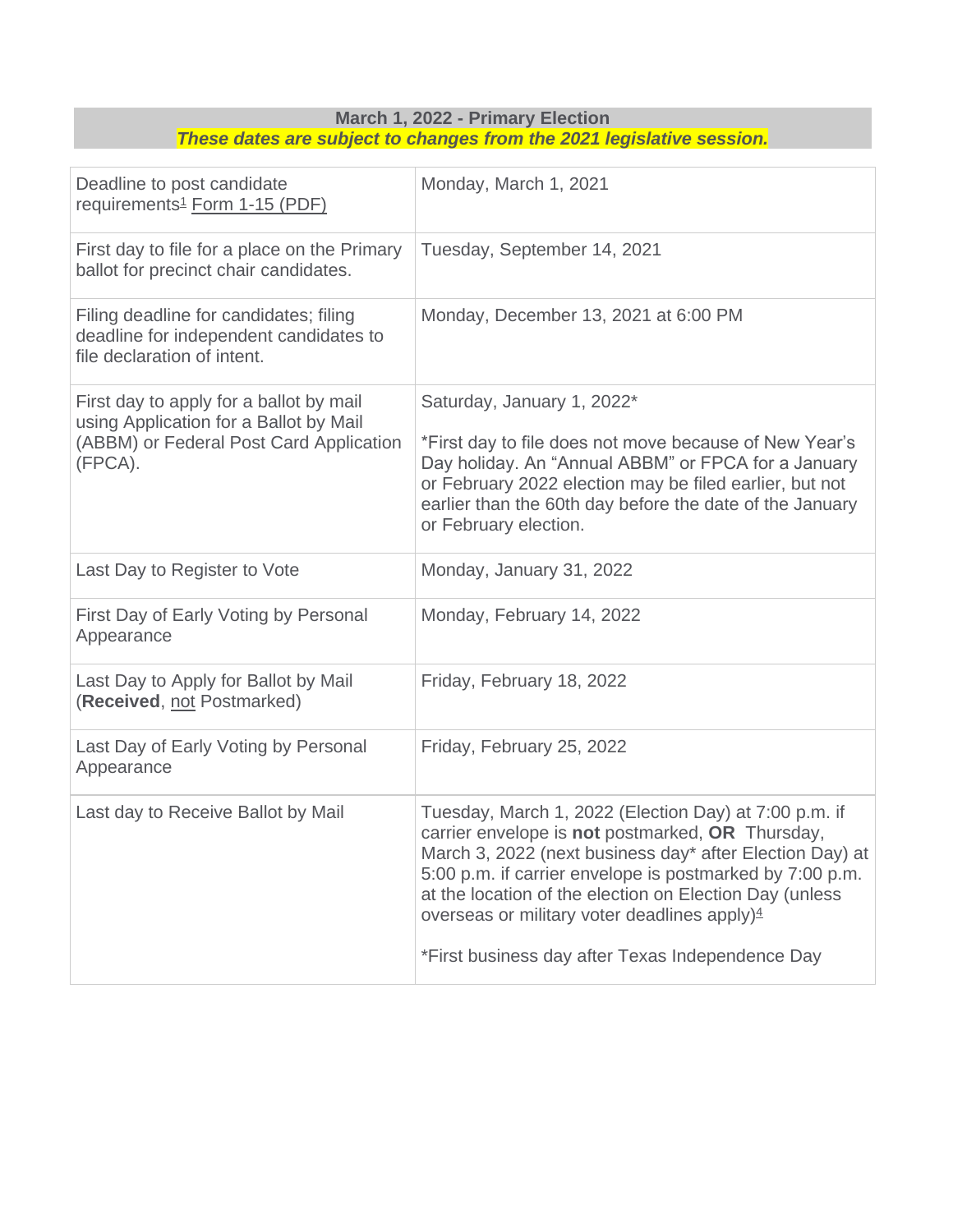**March 1, 2022 - Primary Election**

***These dates are subject to changes from the 2021 legislative session.***

| | |
|---|---|
| Deadline to post candidate requirements[1] Form 1-15 (PDF) | Monday, March 1, 2021 |
| First day to file for a place on the Primary ballot for precinct chair candidates. | Tuesday, September 14, 2021 |
| Filing deadline for candidates; filing deadline for independent candidates to file declaration of intent. | Monday, December 13, 2021 at 6:00 PM |
| First day to apply for a ballot by mail using Application for a Ballot by Mail (ABBM) or Federal Post Card Application (FPCA). | Saturday, January 1, 2022*<br><br>*First day to file does not move because of New Year's Day holiday. An "Annual ABBM" or FPCA for a January or February 2022 election may be filed earlier, but not earlier than the 60th day before the date of the January or February election. |
| Last Day to Register to Vote | Monday, January 31, 2022 |
| First Day of Early Voting by Personal Appearance | Monday, February 14, 2022 |
| Last Day to Apply for Ballot by Mail (**Received**, not Postmarked) | Friday, February 18, 2022 |
| Last Day of Early Voting by Personal Appearance | Friday, February 25, 2022 |
| Last day to Receive Ballot by Mail | Tuesday, March 1, 2022 (Election Day) at 7:00 p.m. if carrier envelope is **not** postmarked, **OR** Thursday, March 3, 2022 (next business day* after Election Day) at 5:00 p.m. if carrier envelope is postmarked by 7:00 p.m. at the location of the election on Election Day (unless overseas or military voter deadlines apply)[4]<br><br>*First business day after Texas Independence Day |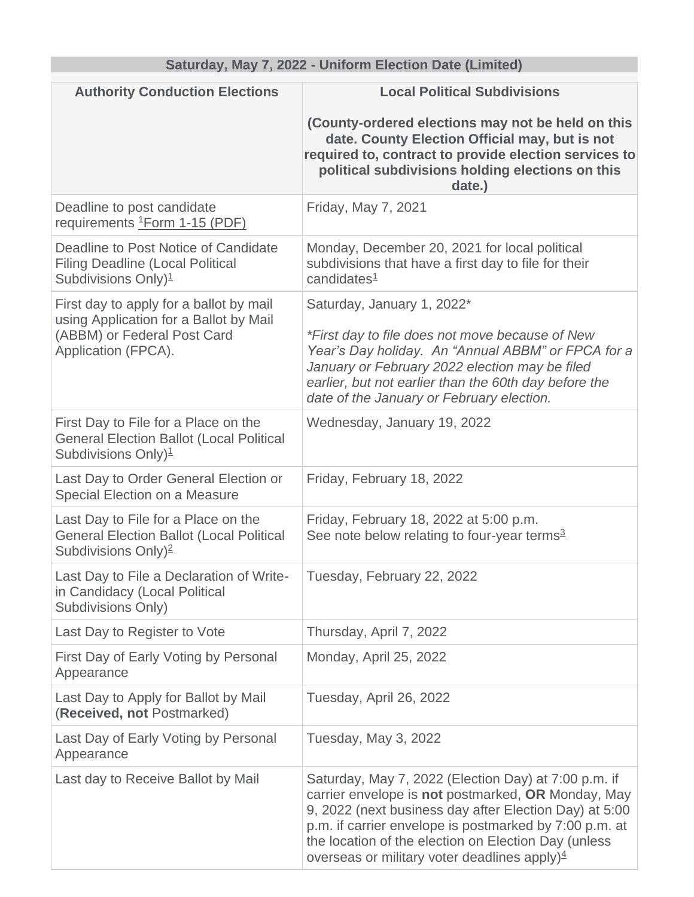| Saturday, May 7, 2022 - Uniform Election Date (Limited) | |
|---|---|
| **Authority Conduction Elections** | **Local Political Subdivisions**<br><br>**(County-ordered elections may not be held on this date. County Election Official may, but is not required to, contract to provide election services to political subdivisions holding elections on this date.)** |
| Deadline to post candidate requirements [1]Form 1-15 (PDF) | Friday, May 7, 2021 |
| Deadline to Post Notice of Candidate Filing Deadline (Local Political Subdivisions Only)[1] | Monday, December 20, 2021 for local political subdivisions that have a first day to file for their candidates[1] |
| First day to apply for a ballot by mail using Application for a Ballot by Mail (ABBM) or Federal Post Card Application (FPCA). | Saturday, January 1, 2022*<br><br>*\*First day to file does not move because of New Year's Day holiday. An "Annual ABBM" or FPCA for a January or February 2022 election may be filed earlier, but not earlier than the 60th day before the date of the January or February election.* |
| First Day to File for a Place on the General Election Ballot (Local Political Subdivisions Only)[1] | Wednesday, January 19, 2022 |
| Last Day to Order General Election or Special Election on a Measure | Friday, February 18, 2022 |
| Last Day to File for a Place on the General Election Ballot (Local Political Subdivisions Only)[2] | Friday, February 18, 2022 at 5:00 p.m.<br>See note below relating to four-year terms[3] |
| Last Day to File a Declaration of Write-in Candidacy (Local Political Subdivisions Only) | Tuesday, February 22, 2022 |
| Last Day to Register to Vote | Thursday, April 7, 2022 |
| First Day of Early Voting by Personal Appearance | Monday, April 25, 2022 |
| Last Day to Apply for Ballot by Mail (**Received, not** Postmarked) | Tuesday, April 26, 2022 |
| Last Day of Early Voting by Personal Appearance | Tuesday, May 3, 2022 |
| Last day to Receive Ballot by Mail | Saturday, May 7, 2022 (Election Day) at 7:00 p.m. if carrier envelope is **not** postmarked, **OR** Monday, May 9, 2022 (next business day after Election Day) at 5:00 p.m. if carrier envelope is postmarked by 7:00 p.m. at the location of the election on Election Day (unless overseas or military voter deadlines apply)[4] |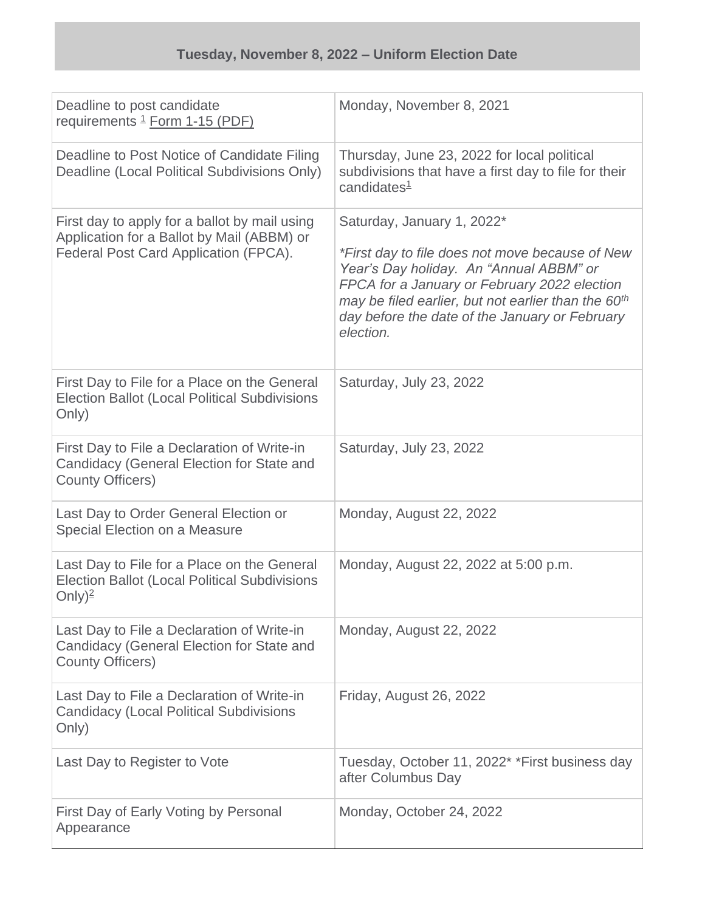## Tuesday, November 8, 2022 – Uniform Election Date

| | |
|---|---|
| Deadline to post candidate requirements [1] Form 1-15 (PDF) | Monday, November 8, 2021 |
| Deadline to Post Notice of Candidate Filing Deadline (Local Political Subdivisions Only) | Thursday, June 23, 2022 for local political subdivisions that have a first day to file for their candidates[1] |
| First day to apply for a ballot by mail using Application for a Ballot by Mail (ABBM) or Federal Post Card Application (FPCA). | Saturday, January 1, 2022*<br><br>*\*First day to file does not move because of New Year's Day holiday. An "Annual ABBM" or FPCA for a January or February 2022 election may be filed earlier, but not earlier than the 60th day before the date of the January or February election.* |
| First Day to File for a Place on the General Election Ballot (Local Political Subdivisions Only) | Saturday, July 23, 2022 |
| First Day to File a Declaration of Write-in Candidacy (General Election for State and County Officers) | Saturday, July 23, 2022 |
| Last Day to Order General Election or Special Election on a Measure | Monday, August 22, 2022 |
| Last Day to File for a Place on the General Election Ballot (Local Political Subdivisions Only)[2] | Monday, August 22, 2022 at 5:00 p.m. |
| Last Day to File a Declaration of Write-in Candidacy (General Election for State and County Officers) | Monday, August 22, 2022 |
| Last Day to File a Declaration of Write-in Candidacy (Local Political Subdivisions Only) | Friday, August 26, 2022 |
| Last Day to Register to Vote | Tuesday, October 11, 2022* *First business day after Columbus Day |
| First Day of Early Voting by Personal Appearance | Monday, October 24, 2022 |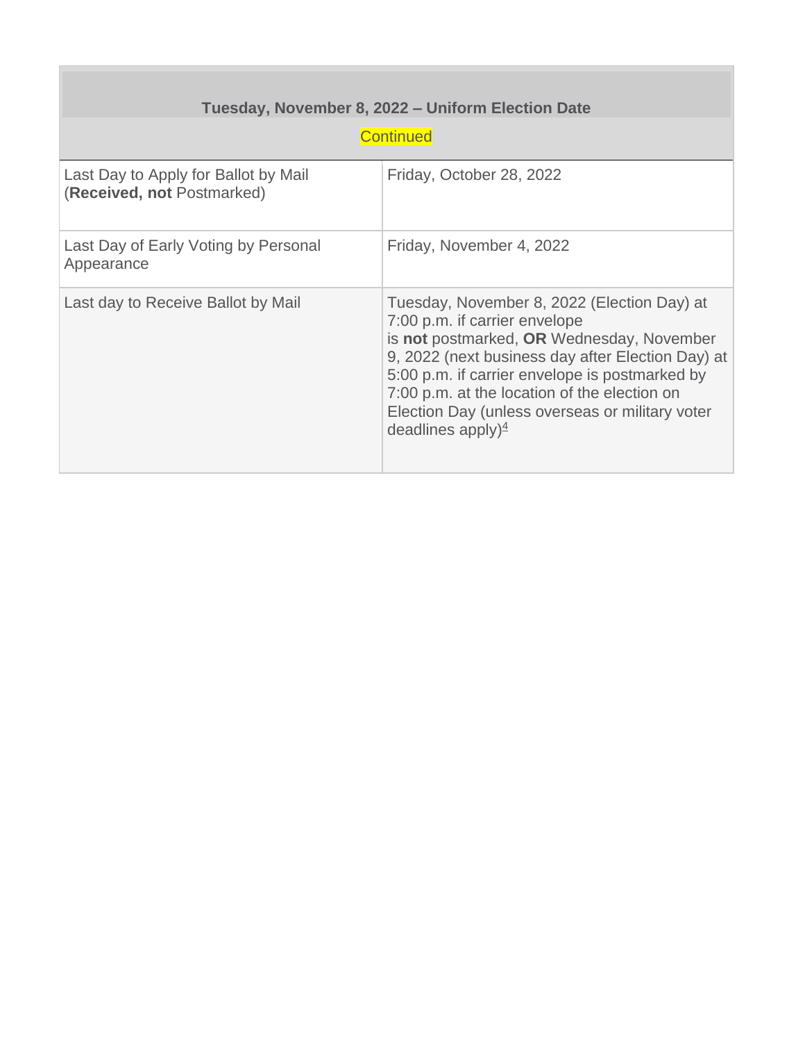| Tuesday, November 8, 2022 – Uniform Election Date<br>Continued | |
| --- | --- |
| Last Day to Apply for Ballot by Mail (**Received, not** Postmarked) | Friday, October 28, 2022 |
| Last Day of Early Voting by Personal Appearance | Friday, November 4, 2022 |
| Last day to Receive Ballot by Mail | Tuesday, November 8, 2022 (Election Day) at 7:00 p.m. if carrier envelope is **not** postmarked, **OR** Wednesday, November 9, 2022 (next business day after Election Day) at 5:00 p.m. if carrier envelope is postmarked by 7:00 p.m. at the location of the election on Election Day (unless overseas or military voter deadlines apply)[4] |